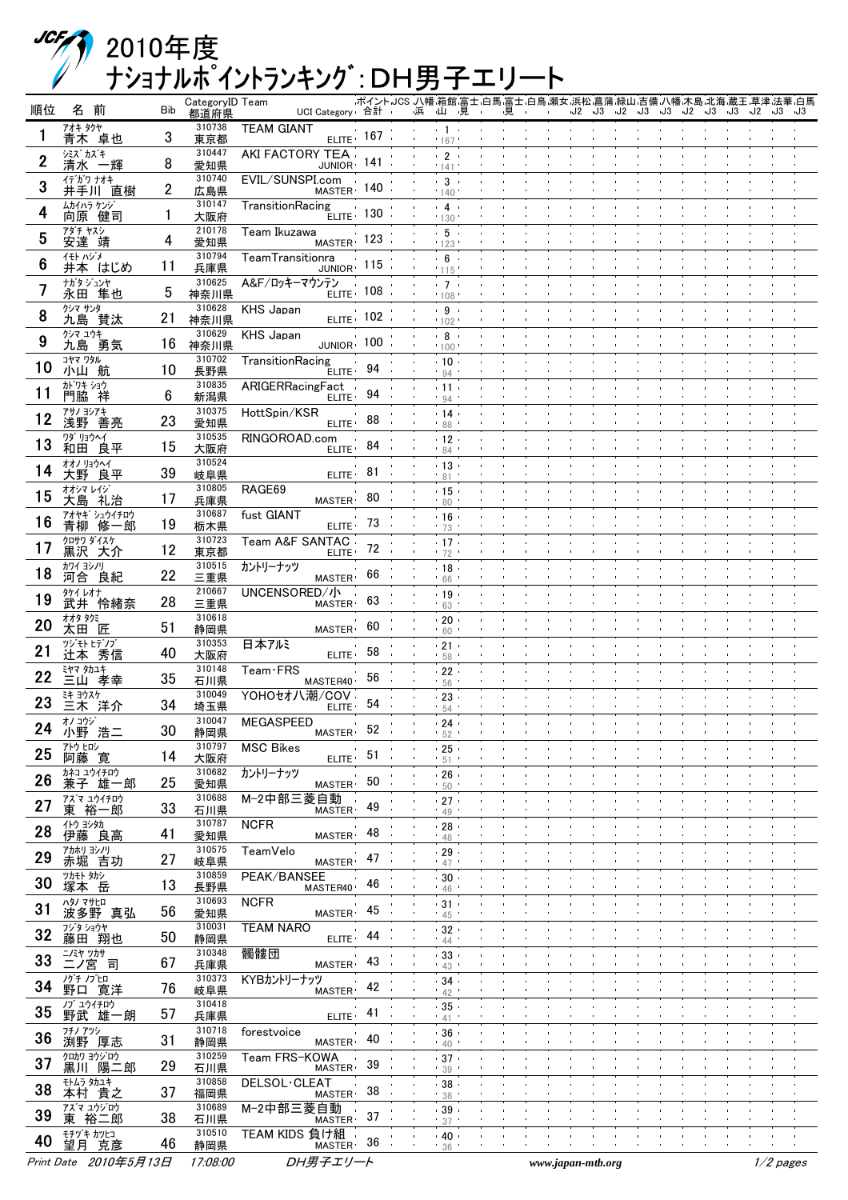# 2010年度
# ﾅｼｮﾅﾙﾎﾟｲﾝﾄﾗﾝｷﾝｸﾞ:DH男子エリート

| 順位 | 名前 | Bib | CategoryID 都道府県 | Team UCI Category | ポイント合計 | JCS | 八幡浜 | 箱館山 | 富士見 | 白馬 | 富士見 | 白鳥 | 瀬女 | 浜松 J2 | 菖蒲 J3 | 緑山 J2 | 吉備 J3 | 八幡 J3 | 木島 J2 | 北海 J3 | 蔵王 J3 | 草津 J2 | 法華 J3 | 白馬 J3 |
|---|---|---|---|---|---|---|---|---|---|---|---|---|---|---|---|---|---|---|---|---|---|---|---|---|
| 1 | ｱｵｷ ﾀｸﾔ 青木 卓也 | 3 | 310738 東京都 | TEAM GIANT ELITE | 167 | | | 1 / 167 | | | | | | | | | | | | | | | | |
| 2 | ｼﾐｽﾞ ｶｽﾞｷ 清水 一輝 | 8 | 310447 愛知県 | AKI FACTORY TEA JUNIOR | 141 | | | 2 / 141 | | | | | | | | | | | | | | | | |
| 3 | ｲﾃﾞｶﾞﾜ ﾅｵｷ 井手川 直樹 | 2 | 310740 広島県 | EVIL/SUNSPI.com MASTER | 140 | | | 3 / 140 | | | | | | | | | | | | | | | | |
| 4 | ﾑｶｲﾊﾗ ｹﾝｼﾞ 向原 健司 | 1 | 310147 大阪府 | TransitionRacing ELITE | 130 | | | 4 / 130 | | | | | | | | | | | | | | | | |
| 5 | ｱﾀﾞﾁ ﾔｽｼ 安達 靖 | 4 | 210178 愛知県 | Team Ikuzawa MASTER | 123 | | | 5 / 123 | | | | | | | | | | | | | | | | |
| 6 | ｲﾓﾄ ﾊｼﾞﾒ 井本 はじめ | 11 | 310794 兵庫県 | TeamTransitionra JUNIOR | 115 | | | 6 / 115 | | | | | | | | | | | | | | | | |
| 7 | ﾅｶﾞﾀ ｼﾞｭﾝﾔ 永田 隼也 | 5 | 310625 神奈川県 | A&F/ﾛｯｷｰﾏｳﾝﾃﾝ ELITE | 108 | | | 7 / 108 | | | | | | | | | | | | | | | | |
| 8 | ｸｼﾏ ｻﾝﾀ 九島 賛汰 | 21 | 310628 神奈川県 | KHS Japan ELITE | 102 | | | 9 / 102 | | | | | | | | | | | | | | | | |
| 9 | ｸｼﾏ ﾕｳｷ 九島 勇気 | 16 | 310629 神奈川県 | KHS Japan JUNIOR | 100 | | | 8 / 100 | | | | | | | | | | | | | | | | |
| 10 | ｺﾔﾏ ﾜﾀﾙ 小山 航 | 10 | 310702 長野県 | TransitionRacing ELITE | 94 | | | 10 / 94 | | | | | | | | | | | | | | | | |
| 11 | ｶﾄﾞﾜｷ ｼｮｳ 門脇 祥 | 6 | 310835 新潟県 | ARIGERRacingFact ELITE | 94 | | | 11 / 94 | | | | | | | | | | | | | | | | |
| 12 | ｱｻﾉ ﾖｼｱｷ 浅野 善亮 | 23 | 310375 愛知県 | HottSpin/KSR ELITE | 88 | | | 14 / 88 | | | | | | | | | | | | | | | | |
| 13 | ﾜﾀﾞ ﾘｮｳﾍｲ 和田 良平 | 15 | 310535 大阪府 | RINGOROAD.com ELITE | 84 | | | 12 / 84 | | | | | | | | | | | | | | | | |
| 14 | ｵｵﾉ ﾘｮｳﾍｲ 大野 良平 | 39 | 310524 岐阜県 | ELITE | 81 | | | 13 / 81 | | | | | | | | | | | | | | | | |
| 15 | ｵｵｼﾏ ﾚｲｼﾞ 大島 礼治 | 17 | 310805 兵庫県 | RAGE69 MASTER | 80 | | | 15 / 80 | | | | | | | | | | | | | | | | |
| 16 | ｱｵﾔｷﾞ ｼｭｳｲﾁﾛｳ 青柳 修一郎 | 19 | 310687 栃木県 | fust GIANT ELITE | 73 | | | 16 / 73 | | | | | | | | | | | | | | | | |
| 17 | ｸﾛｻﾜ ﾀﾞｲｽｹ 黒沢 大介 | 12 | 310723 東京都 | Team A&F SANTAC ELITE | 72 | | | 17 / 72 | | | | | | | | | | | | | | | | |
| 18 | ｶﾜｲ ﾖｼﾉﾘ 河合 良紀 | 22 | 310515 三重県 | ｶﾝﾄﾘｰﾅｯﾂ MASTER | 66 | | | 18 / 66 | | | | | | | | | | | | | | | | |
| 19 | ﾀｹｲ ﾚｵﾅ 武井 怜緒奈 | 28 | 210667 三重県 | UNCENSORED/小 MASTER | 63 | | | 19 / 63 | | | | | | | | | | | | | | | | |
| 20 | ｵｵﾀ ﾀｸﾐ 太田 匠 | 51 | 310618 静岡県 | MASTER | 60 | | | 20 / 60 | | | | | | | | | | | | | | | | |
| 21 | ﾂｼﾞﾓﾄ ﾋﾃﾞﾉﾌﾞ 辻本 秀信 | 40 | 310353 大阪府 | 日本アルミ ELITE | 58 | | | 21 / 58 | | | | | | | | | | | | | | | | |
| 22 | ﾐﾔﾏ ﾀｶﾕｷ 三山 孝幸 | 35 | 310148 石川県 | Team･FRS MASTER40 | 56 | | | 22 / 56 | | | | | | | | | | | | | | | | |
| 23 | ﾐｷ ﾖｳｽｹ 三木 洋介 | 34 | 310049 埼玉県 | YOHOセオハ潮/COV ELITE | 54 | | | 23 / 54 | | | | | | | | | | | | | | | | |
| 24 | ｵﾉ ｺｳｼﾞ 小野 浩二 | 30 | 310047 静岡県 | MEGASPEED MASTER | 52 | | | 24 / 52 | | | | | | | | | | | | | | | | |
| 25 | ｱﾄｳ ﾋﾛｼ 阿藤 寛 | 14 | 310797 大阪府 | MSC Bikes ELITE | 51 | | | 25 / 51 | | | | | | | | | | | | | | | | |
| 26 | ｶﾈｺ ﾕｳｲﾁﾛｳ 兼子 雄一郎 | 25 | 310682 愛知県 | ｶﾝﾄﾘｰﾅｯﾂ MASTER | 50 | | | 26 / 50 | | | | | | | | | | | | | | | | |
| 27 | ｱｽﾞﾏ ﾕｳｲﾁﾛｳ 東 裕一郎 | 33 | 310688 石川県 | M-2中部三菱自動 MASTER | 49 | | | 27 / 49 | | | | | | | | | | | | | | | | |
| 28 | ｲﾄｳ ﾖｼﾀｶ 伊藤 良高 | 41 | 310787 愛知県 | NCFR MASTER | 48 | | | 28 / 48 | | | | | | | | | | | | | | | | |
| 29 | ｱｶﾎﾘ ﾖｼﾉﾘ 赤堀 吉功 | 27 | 310575 岐阜県 | TeamVelo MASTER | 47 | | | 29 / 47 | | | | | | | | | | | | | | | | |
| 30 | ﾂｶﾓﾄ ﾀｶｼ 塚本 岳 | 13 | 310859 長野県 | PEAK/BANSEE MASTER40 | 46 | | | 30 / 46 | | | | | | | | | | | | | | | | |
| 31 | ﾊﾀﾉ ﾏｻﾋﾛ 波多野 真弘 | 56 | 310693 愛知県 | NCFR MASTER | 45 | | | 31 / 45 | | | | | | | | | | | | | | | | |
| 32 | ﾌｼﾞﾀ ｼｮｳﾔ 藤田 翔也 | 50 | 310031 静岡県 | TEAM NARO ELITE | 44 | | | 32 / 44 | | | | | | | | | | | | | | | | |
| 33 | ﾆﾉﾐﾔ ﾂｶｻ 二ノ宮 司 | 67 | 310348 兵庫県 | 髑髏団 MASTER | 43 | | | 33 / 43 | | | | | | | | | | | | | | | | |
| 34 | ﾉｸﾞﾁ ﾉﾌﾞﾋﾛ 野口 寛洋 | 76 | 310373 岐阜県 | KYBｶﾝﾄﾘｰﾅｯﾂ MASTER | 42 | | | 34 / 42 | | | | | | | | | | | | | | | | |
| 35 | ﾉﾌﾞ ﾕｳｲﾁﾛｳ 野武 雄一朗 | 57 | 310418 兵庫県 | ELITE | 41 | | | 35 / 41 | | | | | | | | | | | | | | | | |
| 36 | ﾌﾁﾉ ｱﾂｼ 渕野 厚志 | 31 | 310718 静岡県 | forestvoice MASTER | 40 | | | 36 / 40 | | | | | | | | | | | | | | | | |
| 37 | ｸﾛｶﾜ ﾖｳｼﾞﾛｳ 黒川 陽二郎 | 29 | 310259 石川県 | Team FRS-KOWA MASTER | 39 | | | 37 / 39 | | | | | | | | | | | | | | | | |
| 38 | ﾓﾄﾑﾗ ﾀｶﾕｷ 本村 貴之 | 37 | 310858 福岡県 | DELSOL･CLEAT MASTER | 38 | | | 38 / 38 | | | | | | | | | | | | | | | | |
| 39 | ｱｽﾞﾏ ﾕｳｼﾞﾛｳ 東 裕二郎 | 38 | 310689 石川県 | M-2中部三菱自動 MASTER | 37 | | | 39 / 37 | | | | | | | | | | | | | | | | |
| 40 | ﾓﾁﾂﾞｷ ｶﾂﾋｺ 望月 克彦 | 46 | 310510 静岡県 | TEAM KIDS 負け組 MASTER | 36 | | | 40 / 36 | | | | | | | | | | | | | | | | |

Print Date 2010年5月13日 17:08:00 DH男子エリート www.japan-mtb.org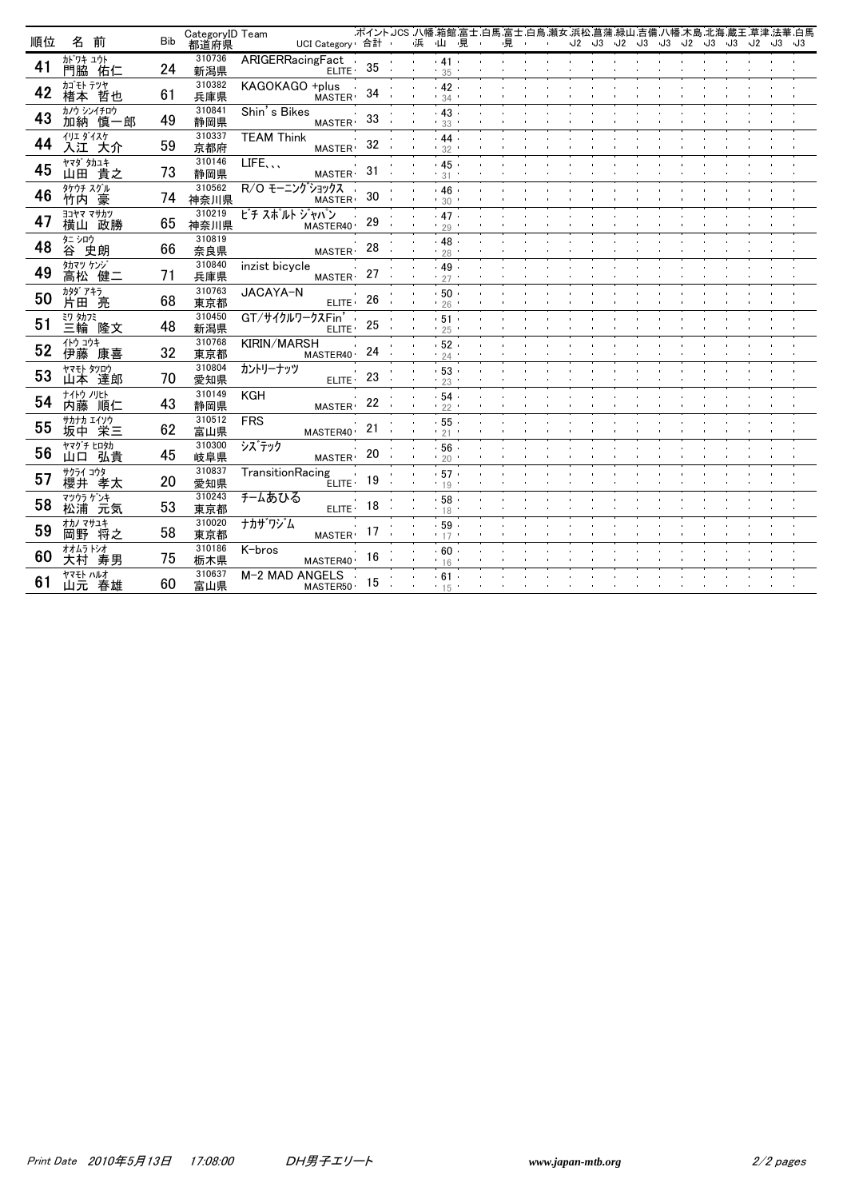| 順位 | 名前 | Bib | CategoryID 都道府県 | Team UCI Category | ポイント合計 | JCS | 八幡浜 | 箱館山 | 富士見 | 白馬 | 富士見 | 白馬 | 瀬女 | 浜松 J2 | 菖蒲 J3 | 緑山 J2 | 吉備 J3 | 八幡 J3 | 木島 J2 | 北海 J3 | 蔵王 J3 | 草津 J2 | 法華 J3 | 白馬 J3 |
|---|---|---|---|---|---|---|---|---|---|---|---|---|---|---|---|---|---|---|---|---|---|---|---|---|
| 41 | カドワキ ユウト 門脇 佑仁 | 24 | 310736 新潟県 | ARIGERRacingFact ELITE | 35 | | | 41 35 | | | | | | | | | | | | | | | | |
| 42 | カゴモト テツヤ 椿本 哲也 | 61 | 310382 兵庫県 | KAGOKAGO +plus MASTER | 34 | | | 42 34 | | | | | | | | | | | | | | | | |
| 43 | カノウ シンイチロウ 加納 慎一郎 | 49 | 310841 静岡県 | Shin's Bikes MASTER | 33 | | | 43 33 | | | | | | | | | | | | | | | | |
| 44 | イリエ ダイスケ 入江 大介 | 59 | 310337 京都府 | TEAM Think MASTER | 32 | | | 44 32 | | | | | | | | | | | | | | | | |
| 45 | ヤマダ タカユキ 山田 貴之 | 73 | 310146 静岡県 | LIFE、、、 MASTER | 31 | | | 45 31 | | | | | | | | | | | | | | | | |
| 46 | タケウチ スグル 竹内 豪 | 74 | 310562 神奈川県 | R/O モーニングショックス MASTER | 30 | | | 46 30 | | | | | | | | | | | | | | | | |
| 47 | ヨコヤマ マサカツ 横山 政勝 | 65 | 310219 神奈川県 | ビチ スポルト ジャパン MASTER40 | 29 | | | 47 29 | | | | | | | | | | | | | | | | |
| 48 | タニ シロウ 谷 史朗 | 66 | 310819 奈良県 | MASTER | 28 | | | 48 28 | | | | | | | | | | | | | | | | |
| 49 | タカマツ ケンジ 高松 健二 | 71 | 310840 兵庫県 | inzist bicycle MASTER | 27 | | | 49 27 | | | | | | | | | | | | | | | | |
| 50 | カタダ アキラ 片田 亮 | 68 | 310763 東京都 | JACAYA-N ELITE | 26 | | | 50 26 | | | | | | | | | | | | | | | | |
| 51 | ミワ タカフミ 三輪 隆文 | 48 | 310450 新潟県 | GT/サイクルワークスFin' ELITE | 25 | | | 51 25 | | | | | | | | | | | | | | | | |
| 52 | イトウ コウキ 伊藤 康喜 | 32 | 310768 東京都 | KIRIN/MARSH MASTER40 | 24 | | | 52 24 | | | | | | | | | | | | | | | | |
| 53 | ヤマモト タツロウ 山本 達郎 | 70 | 310804 愛知県 | カントリーナッツ ELITE | 23 | | | 53 23 | | | | | | | | | | | | | | | | |
| 54 | ナイトウ ノリヒト 内藤 順仁 | 43 | 310149 静岡県 | KGH MASTER | 22 | | | 54 22 | | | | | | | | | | | | | | | | |
| 55 | サカナカ エイゾウ 坂中 栄三 | 62 | 310512 富山県 | FRS MASTER40 | 21 | | | 55 21 | | | | | | | | | | | | | | | | |
| 56 | ヤマグチ ヒロタカ 山口 弘貴 | 45 | 310300 岐阜県 | シズテック MASTER | 20 | | | 56 20 | | | | | | | | | | | | | | | | |
| 57 | サクライ コウタ 櫻井 孝太 | 20 | 310837 愛知県 | TransitionRacing ELITE | 19 | | | 57 19 | | | | | | | | | | | | | | | | |
| 58 | マツウラ ゲンキ 松浦 元気 | 53 | 310243 東京都 | チームあひる ELITE | 18 | | | 58 18 | | | | | | | | | | | | | | | | |
| 59 | オカノ マサユキ 岡野 将之 | 58 | 310020 東京都 | ナカザワジム MASTER | 17 | | | 59 17 | | | | | | | | | | | | | | | | |
| 60 | オオムラ トシオ 大村 寿男 | 75 | 310186 栃木県 | K-bros MASTER40 | 16 | | | 60 16 | | | | | | | | | | | | | | | | |
| 61 | ヤマモト ハルオ 山元 春雄 | 60 | 310637 富山県 | M-2 MAD ANGELS MASTER50 | 15 | | | 61 15 | | | | | | | | | | | | | | | | |

Print Date 2010年5月13日 17:08:00 DH男子エリート www.japan-mtb.org